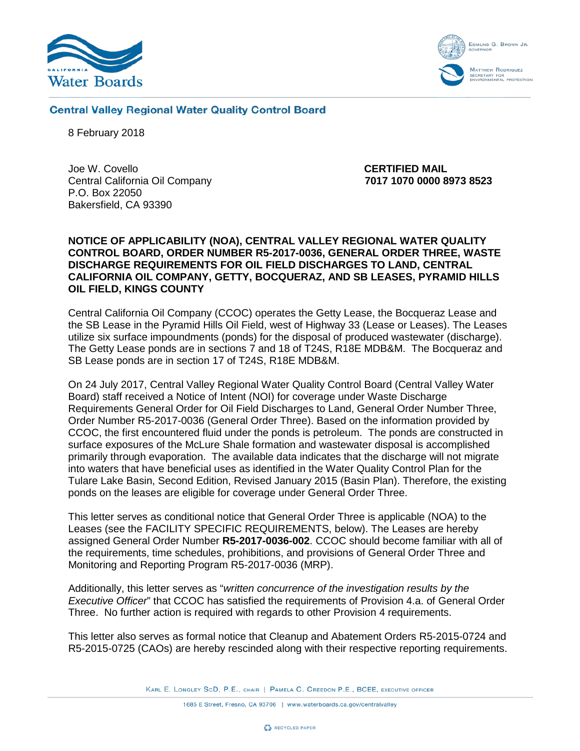Central Valley Regional Water Quality Control Board

8 February 2018

Joe W. Covello
Central California Oil Company
P.O. Box 22050
Bakersfield, CA 93390

**CERTIFIED MAIL**
**7017 1070 0000 8973 8523**

**NOTICE OF APPLICABILITY (NOA), CENTRAL VALLEY REGIONAL WATER QUALITY CONTROL BOARD, ORDER NUMBER R5-2017-0036, GENERAL ORDER THREE, WASTE DISCHARGE REQUIREMENTS FOR OIL FIELD DISCHARGES TO LAND, CENTRAL CALIFORNIA OIL COMPANY, GETTY, BOCQUERAZ, AND SB LEASES, PYRAMID HILLS OIL FIELD, KINGS COUNTY**

Central California Oil Company (CCOC) operates the Getty Lease, the Bocqueraz Lease and the SB Lease in the Pyramid Hills Oil Field, west of Highway 33 (Lease or Leases). The Leases utilize six surface impoundments (ponds) for the disposal of produced wastewater (discharge). The Getty Lease ponds are in sections 7 and 18 of T24S, R18E MDB&M. The Bocqueraz and SB Lease ponds are in section 17 of T24S, R18E MDB&M.

On 24 July 2017, Central Valley Regional Water Quality Control Board (Central Valley Water Board) staff received a Notice of Intent (NOI) for coverage under Waste Discharge Requirements General Order for Oil Field Discharges to Land, General Order Number Three, Order Number R5-2017-0036 (General Order Three). Based on the information provided by CCOC, the first encountered fluid under the ponds is petroleum. The ponds are constructed in surface exposures of the McLure Shale formation and wastewater disposal is accomplished primarily through evaporation. The available data indicates that the discharge will not migrate into waters that have beneficial uses as identified in the Water Quality Control Plan for the Tulare Lake Basin, Second Edition, Revised January 2015 (Basin Plan). Therefore, the existing ponds on the leases are eligible for coverage under General Order Three.

This letter serves as conditional notice that General Order Three is applicable (NOA) to the Leases (see the FACILITY SPECIFIC REQUIREMENTS, below). The Leases are hereby assigned General Order Number **R5-2017-0036-002**. CCOC should become familiar with all of the requirements, time schedules, prohibitions, and provisions of General Order Three and Monitoring and Reporting Program R5-2017-0036 (MRP).

Additionally, this letter serves as "*written concurrence of the investigation results by the Executive Officer*" that CCOC has satisfied the requirements of Provision 4.a. of General Order Three. No further action is required with regards to other Provision 4 requirements.

This letter also serves as formal notice that Cleanup and Abatement Orders R5-2015-0724 and R5-2015-0725 (CAOs) are hereby rescinded along with their respective reporting requirements.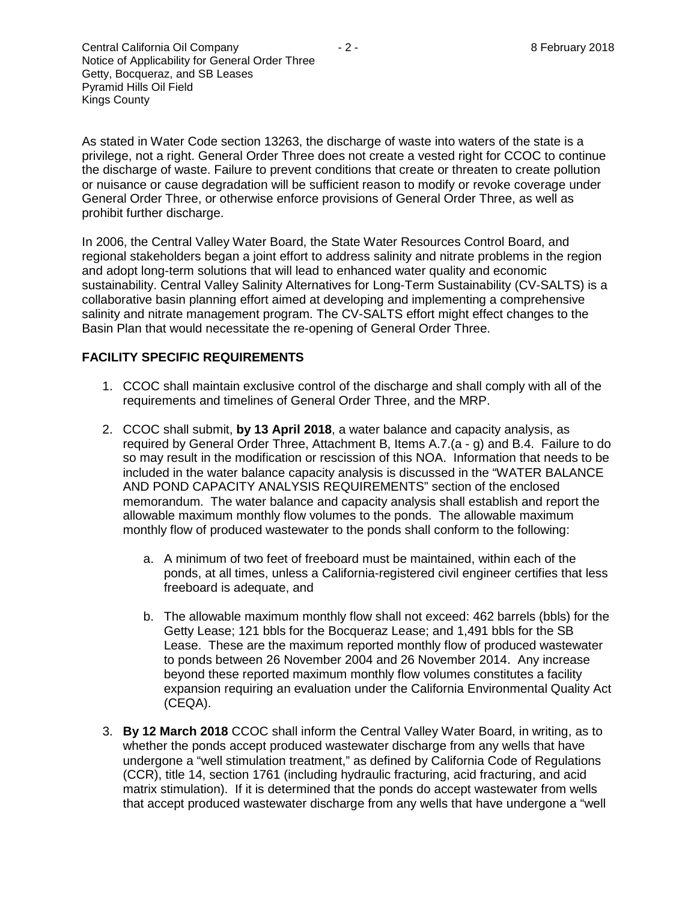As stated in Water Code section 13263, the discharge of waste into waters of the state is a privilege, not a right. General Order Three does not create a vested right for CCOC to continue the discharge of waste. Failure to prevent conditions that create or threaten to create pollution or nuisance or cause degradation will be sufficient reason to modify or revoke coverage under General Order Three, or otherwise enforce provisions of General Order Three, as well as prohibit further discharge.

In 2006, the Central Valley Water Board, the State Water Resources Control Board, and regional stakeholders began a joint effort to address salinity and nitrate problems in the region and adopt long-term solutions that will lead to enhanced water quality and economic sustainability. Central Valley Salinity Alternatives for Long-Term Sustainability (CV-SALTS) is a collaborative basin planning effort aimed at developing and implementing a comprehensive salinity and nitrate management program. The CV-SALTS effort might effect changes to the Basin Plan that would necessitate the re-opening of General Order Three.

**FACILITY SPECIFIC REQUIREMENTS**

1. CCOC shall maintain exclusive control of the discharge and shall comply with all of the requirements and timelines of General Order Three, and the MRP.

2. CCOC shall submit, **by 13 April 2018**, a water balance and capacity analysis, as required by General Order Three, Attachment B, Items A.7.(a - g) and B.4. Failure to do so may result in the modification or rescission of this NOA. Information that needs to be included in the water balance capacity analysis is discussed in the "WATER BALANCE AND POND CAPACITY ANALYSIS REQUIREMENTS" section of the enclosed memorandum. The water balance and capacity analysis shall establish and report the allowable maximum monthly flow volumes to the ponds. The allowable maximum monthly flow of produced wastewater to the ponds shall conform to the following:

   a. A minimum of two feet of freeboard must be maintained, within each of the ponds, at all times, unless a California-registered civil engineer certifies that less freeboard is adequate, and

   b. The allowable maximum monthly flow shall not exceed: 462 barrels (bbls) for the Getty Lease; 121 bbls for the Bocqueraz Lease; and 1,491 bbls for the SB Lease. These are the maximum reported monthly flow of produced wastewater to ponds between 26 November 2004 and 26 November 2014. Any increase beyond these reported maximum monthly flow volumes constitutes a facility expansion requiring an evaluation under the California Environmental Quality Act (CEQA).

3. **By 12 March 2018** CCOC shall inform the Central Valley Water Board, in writing, as to whether the ponds accept produced wastewater discharge from any wells that have undergone a "well stimulation treatment," as defined by California Code of Regulations (CCR), title 14, section 1761 (including hydraulic fracturing, acid fracturing, and acid matrix stimulation). If it is determined that the ponds do accept wastewater from wells that accept produced wastewater discharge from any wells that have undergone a "well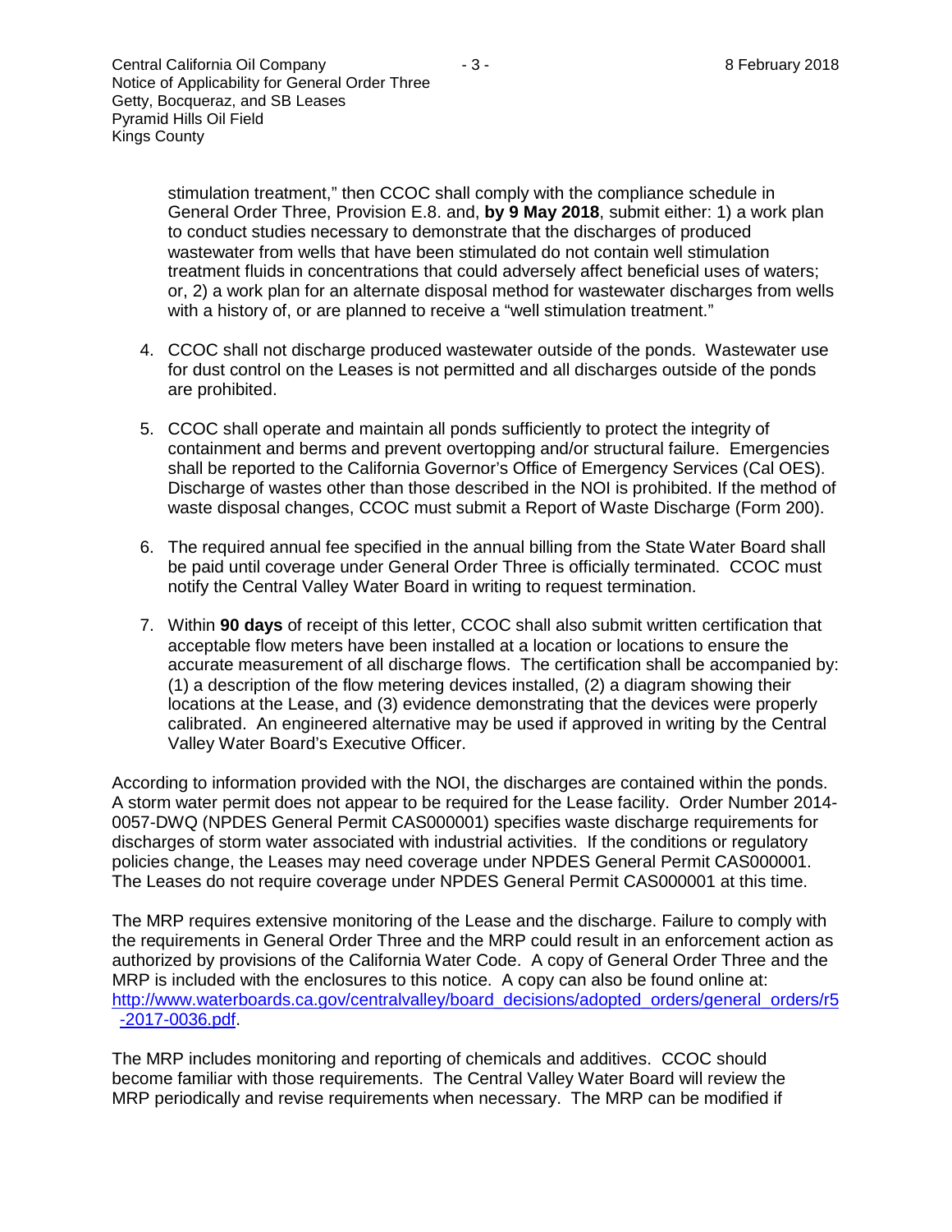stimulation treatment," then CCOC shall comply with the compliance schedule in General Order Three, Provision E.8. and, **by 9 May 2018**, submit either: 1) a work plan to conduct studies necessary to demonstrate that the discharges of produced wastewater from wells that have been stimulated do not contain well stimulation treatment fluids in concentrations that could adversely affect beneficial uses of waters; or, 2) a work plan for an alternate disposal method for wastewater discharges from wells with a history of, or are planned to receive a "well stimulation treatment."

4. CCOC shall not discharge produced wastewater outside of the ponds. Wastewater use for dust control on the Leases is not permitted and all discharges outside of the ponds are prohibited.

5. CCOC shall operate and maintain all ponds sufficiently to protect the integrity of containment and berms and prevent overtopping and/or structural failure. Emergencies shall be reported to the California Governor's Office of Emergency Services (Cal OES). Discharge of wastes other than those described in the NOI is prohibited. If the method of waste disposal changes, CCOC must submit a Report of Waste Discharge (Form 200).

6. The required annual fee specified in the annual billing from the State Water Board shall be paid until coverage under General Order Three is officially terminated. CCOC must notify the Central Valley Water Board in writing to request termination.

7. Within **90 days** of receipt of this letter, CCOC shall also submit written certification that acceptable flow meters have been installed at a location or locations to ensure the accurate measurement of all discharge flows. The certification shall be accompanied by: (1) a description of the flow metering devices installed, (2) a diagram showing their locations at the Lease, and (3) evidence demonstrating that the devices were properly calibrated. An engineered alternative may be used if approved in writing by the Central Valley Water Board's Executive Officer.

According to information provided with the NOI, the discharges are contained within the ponds. A storm water permit does not appear to be required for the Lease facility. Order Number 2014-0057-DWQ (NPDES General Permit CAS000001) specifies waste discharge requirements for discharges of storm water associated with industrial activities. If the conditions or regulatory policies change, the Leases may need coverage under NPDES General Permit CAS000001. The Leases do not require coverage under NPDES General Permit CAS000001 at this time.

The MRP requires extensive monitoring of the Lease and the discharge. Failure to comply with the requirements in General Order Three and the MRP could result in an enforcement action as authorized by provisions of the California Water Code. A copy of General Order Three and the MRP is included with the enclosures to this notice. A copy can also be found online at: http://www.waterboards.ca.gov/centralvalley/board_decisions/adopted_orders/general_orders/r5-2017-0036.pdf.

The MRP includes monitoring and reporting of chemicals and additives. CCOC should become familiar with those requirements. The Central Valley Water Board will review the MRP periodically and revise requirements when necessary. The MRP can be modified if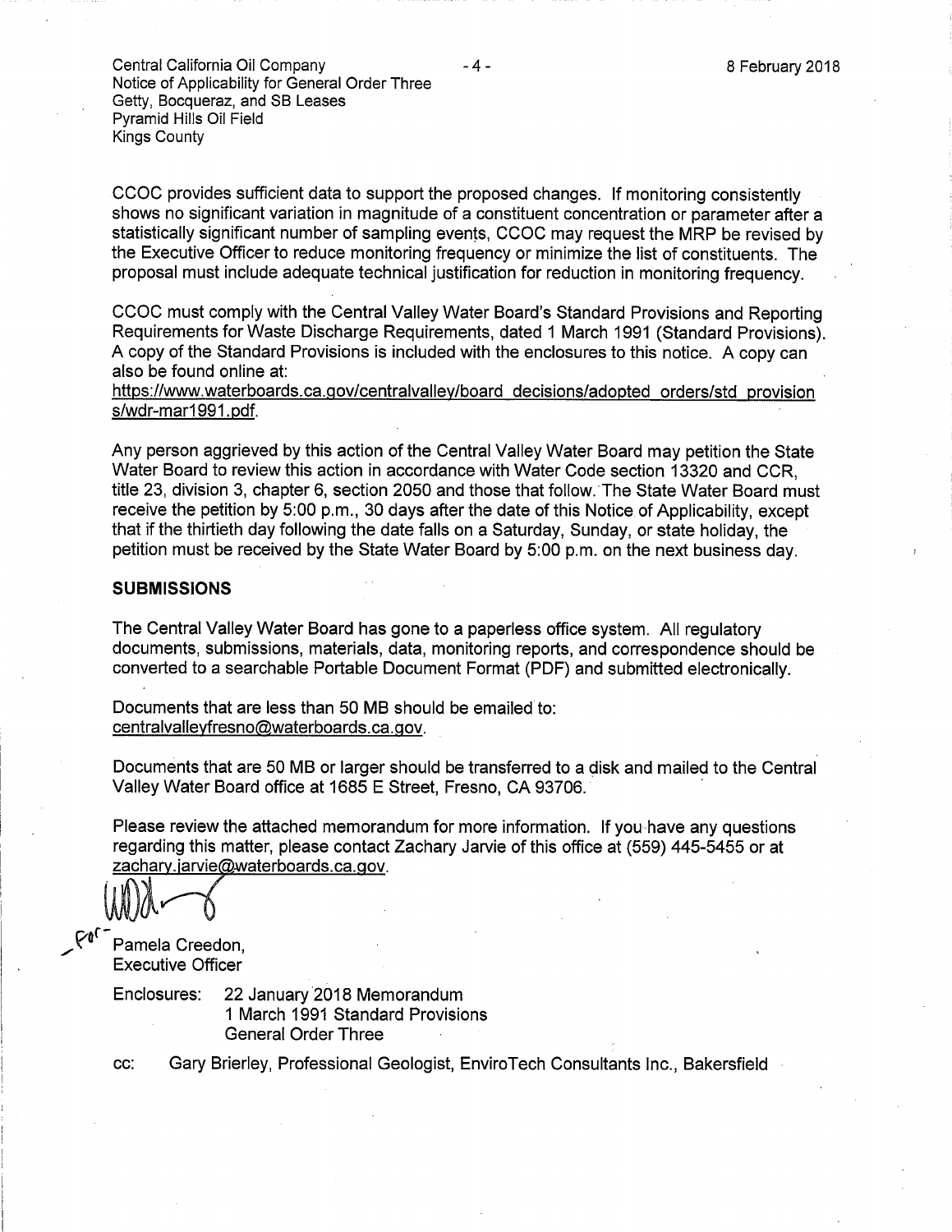CCOC provides sufficient data to support the proposed changes. If monitoring consistently shows no significant variation in magnitude of a constituent concentration or parameter after a statistically significant number of sampling events, CCOC may request the MRP be revised by the Executive Officer to reduce monitoring frequency or minimize the list of constituents. The proposal must include adequate technical justification for reduction in monitoring frequency.

CCOC must comply with the Central Valley Water Board's Standard Provisions and Reporting Requirements for Waste Discharge Requirements, dated 1 March 1991 (Standard Provisions). A copy of the Standard Provisions is included with the enclosures to this notice. A copy can also be found online at:
https://www.waterboards.ca.gov/centralvalley/board_decisions/adopted_orders/std_provisions/wdr-mar1991.pdf.

Any person aggrieved by this action of the Central Valley Water Board may petition the State Water Board to review this action in accordance with Water Code section 13320 and CCR, title 23, division 3, chapter 6, section 2050 and those that follow. The State Water Board must receive the petition by 5:00 p.m., 30 days after the date of this Notice of Applicability, except that if the thirtieth day following the date falls on a Saturday, Sunday, or state holiday, the petition must be received by the State Water Board by 5:00 p.m. on the next business day.

## SUBMISSIONS

The Central Valley Water Board has gone to a paperless office system. All regulatory documents, submissions, materials, data, monitoring reports, and correspondence should be converted to a searchable Portable Document Format (PDF) and submitted electronically.

Documents that are less than 50 MB should be emailed to:
centralvalleyfresno@waterboards.ca.gov.

Documents that are 50 MB or larger should be transferred to a disk and mailed to the Central Valley Water Board office at 1685 E Street, Fresno, CA 93706.

Please review the attached memorandum for more information. If you have any questions regarding this matter, please contact Zachary Jarvie of this office at (559) 445-5455 or at zachary.jarvie@waterboards.ca.gov.

For- Pamela Creedon,
Executive Officer

Enclosures: 22 January 2018 Memorandum
1 March 1991 Standard Provisions
General Order Three

cc: Gary Brierley, Professional Geologist, EnviroTech Consultants Inc., Bakersfield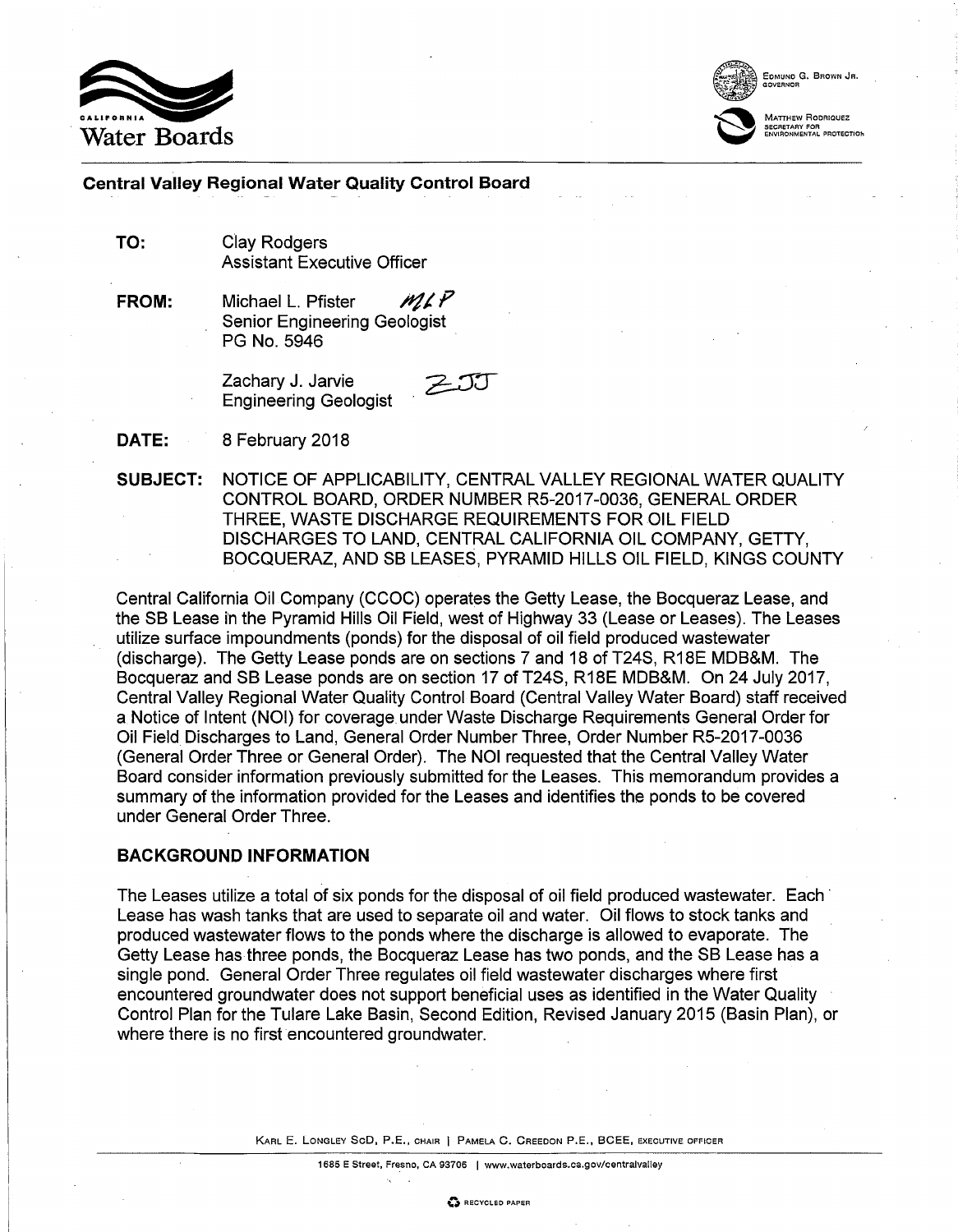**Central Valley Regional Water Quality Control Board**

**TO:** Clay Rodgers
Assistant Executive Officer

**FROM:** Michael L. Pfister *MLP*
Senior Engineering Geologist
PG No. 5946

Zachary J. Jarvie *ZJJ*
Engineering Geologist

**DATE:** 8 February 2018

**SUBJECT:** NOTICE OF APPLICABILITY, CENTRAL VALLEY REGIONAL WATER QUALITY CONTROL BOARD, ORDER NUMBER R5-2017-0036, GENERAL ORDER THREE, WASTE DISCHARGE REQUIREMENTS FOR OIL FIELD DISCHARGES TO LAND, CENTRAL CALIFORNIA OIL COMPANY, GETTY, BOCQUERAZ, AND SB LEASES, PYRAMID HILLS OIL FIELD, KINGS COUNTY

Central California Oil Company (CCOC) operates the Getty Lease, the Bocqueraz Lease, and the SB Lease in the Pyramid Hills Oil Field, west of Highway 33 (Lease or Leases). The Leases utilize surface impoundments (ponds) for the disposal of oil field produced wastewater (discharge). The Getty Lease ponds are on sections 7 and 18 of T24S, R18E MDB&M. The Bocqueraz and SB Lease ponds are on section 17 of T24S, R18E MDB&M. On 24 July 2017, Central Valley Regional Water Quality Control Board (Central Valley Water Board) staff received a Notice of Intent (NOI) for coverage under Waste Discharge Requirements General Order for Oil Field Discharges to Land, General Order Number Three, Order Number R5-2017-0036 (General Order Three or General Order). The NOI requested that the Central Valley Water Board consider information previously submitted for the Leases. This memorandum provides a summary of the information provided for the Leases and identifies the ponds to be covered under General Order Three.

## BACKGROUND INFORMATION

The Leases utilize a total of six ponds for the disposal of oil field produced wastewater. Each Lease has wash tanks that are used to separate oil and water. Oil flows to stock tanks and produced wastewater flows to the ponds where the discharge is allowed to evaporate. The Getty Lease has three ponds, the Bocqueraz Lease has two ponds, and the SB Lease has a single pond. General Order Three regulates oil field wastewater discharges where first encountered groundwater does not support beneficial uses as identified in the Water Quality Control Plan for the Tulare Lake Basin, Second Edition, Revised January 2015 (Basin Plan), or where there is no first encountered groundwater.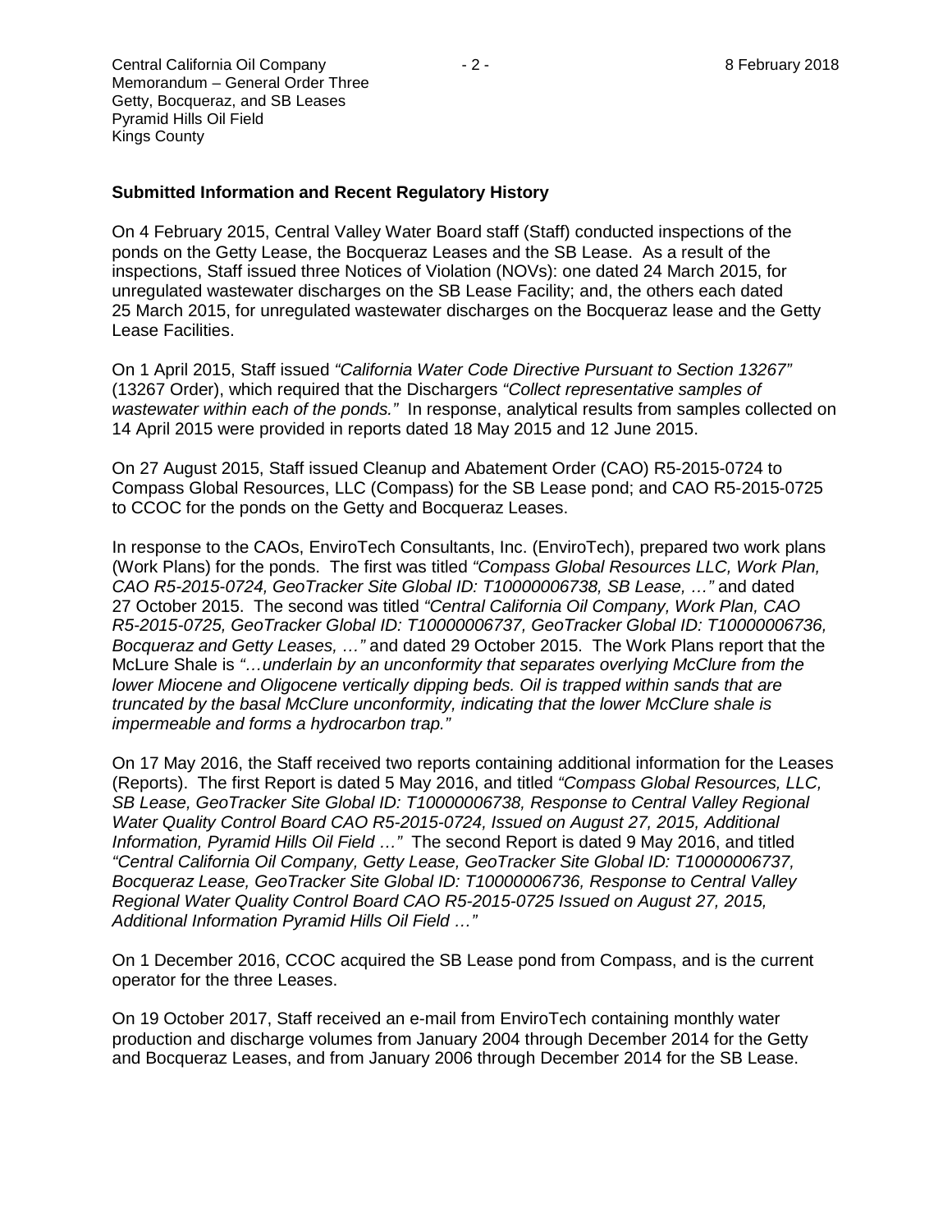## Submitted Information and Recent Regulatory History

On 4 February 2015, Central Valley Water Board staff (Staff) conducted inspections of the ponds on the Getty Lease, the Bocqueraz Leases and the SB Lease. As a result of the inspections, Staff issued three Notices of Violation (NOVs): one dated 24 March 2015, for unregulated wastewater discharges on the SB Lease Facility; and, the others each dated 25 March 2015, for unregulated wastewater discharges on the Bocqueraz lease and the Getty Lease Facilities.

On 1 April 2015, Staff issued *"California Water Code Directive Pursuant to Section 13267"* (13267 Order), which required that the Dischargers *"Collect representative samples of wastewater within each of the ponds."* In response, analytical results from samples collected on 14 April 2015 were provided in reports dated 18 May 2015 and 12 June 2015.

On 27 August 2015, Staff issued Cleanup and Abatement Order (CAO) R5-2015-0724 to Compass Global Resources, LLC (Compass) for the SB Lease pond; and CAO R5-2015-0725 to CCOC for the ponds on the Getty and Bocqueraz Leases.

In response to the CAOs, EnviroTech Consultants, Inc. (EnviroTech), prepared two work plans (Work Plans) for the ponds. The first was titled *"Compass Global Resources LLC, Work Plan, CAO R5-2015-0724, GeoTracker Site Global ID: T10000006738, SB Lease, …"* and dated 27 October 2015. The second was titled *"Central California Oil Company, Work Plan, CAO R5-2015-0725, GeoTracker Global ID: T10000006737, GeoTracker Global ID: T10000006736, Bocqueraz and Getty Leases, …"* and dated 29 October 2015. The Work Plans report that the McLure Shale is *"…underlain by an unconformity that separates overlying McClure from the lower Miocene and Oligocene vertically dipping beds. Oil is trapped within sands that are truncated by the basal McClure unconformity, indicating that the lower McClure shale is impermeable and forms a hydrocarbon trap."*

On 17 May 2016, the Staff received two reports containing additional information for the Leases (Reports). The first Report is dated 5 May 2016, and titled *"Compass Global Resources, LLC, SB Lease, GeoTracker Site Global ID: T10000006738, Response to Central Valley Regional Water Quality Control Board CAO R5-2015-0724, Issued on August 27, 2015, Additional Information, Pyramid Hills Oil Field …"* The second Report is dated 9 May 2016, and titled *"Central California Oil Company, Getty Lease, GeoTracker Site Global ID: T10000006737, Bocqueraz Lease, GeoTracker Site Global ID: T10000006736, Response to Central Valley Regional Water Quality Control Board CAO R5-2015-0725 Issued on August 27, 2015, Additional Information Pyramid Hills Oil Field …"*

On 1 December 2016, CCOC acquired the SB Lease pond from Compass, and is the current operator for the three Leases.

On 19 October 2017, Staff received an e-mail from EnviroTech containing monthly water production and discharge volumes from January 2004 through December 2014 for the Getty and Bocqueraz Leases, and from January 2006 through December 2014 for the SB Lease.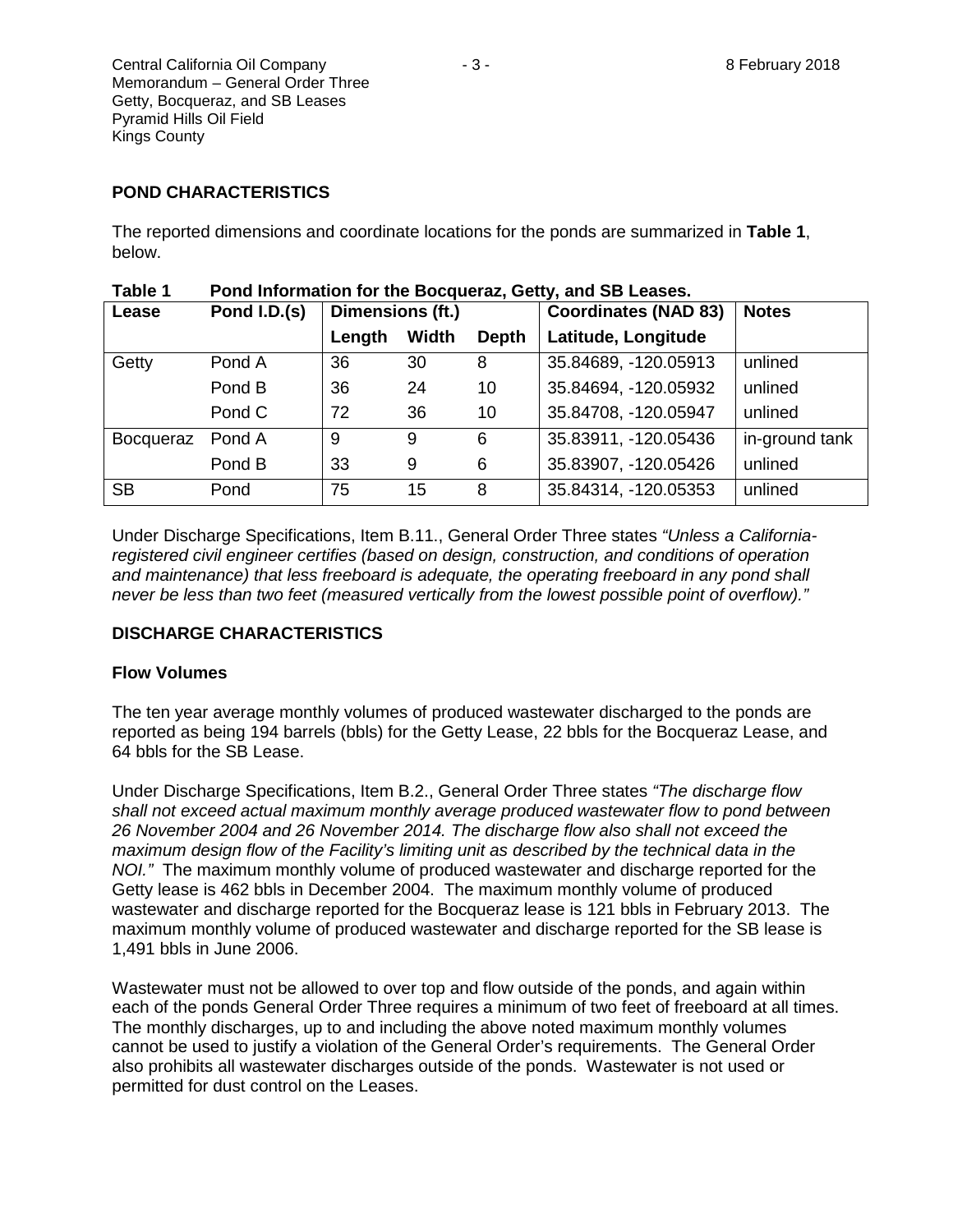## POND CHARACTERISTICS

The reported dimensions and coordinate locations for the ponds are summarized in **Table 1**, below.

**Table 1 Pond Information for the Bocqueraz, Getty, and SB Leases.**

| Lease | Pond I.D.(s) | Dimensions (ft.) | | | Coordinates (NAD 83) | Notes |
|---|---|---|---|---|---|---|
| | | Length | Width | Depth | Latitude, Longitude | |
| Getty | Pond A | 36 | 30 | 8 | 35.84689, -120.05913 | unlined |
| | Pond B | 36 | 24 | 10 | 35.84694, -120.05932 | unlined |
| | Pond C | 72 | 36 | 10 | 35.84708, -120.05947 | unlined |
| Bocqueraz | Pond A | 9 | 9 | 6 | 35.83911, -120.05436 | in-ground tank |
| | Pond B | 33 | 9 | 6 | 35.83907, -120.05426 | unlined |
| SB | Pond | 75 | 15 | 8 | 35.84314, -120.05353 | unlined |

Under Discharge Specifications, Item B.11., General Order Three states *"Unless a California-registered civil engineer certifies (based on design, construction, and conditions of operation and maintenance) that less freeboard is adequate, the operating freeboard in any pond shall never be less than two feet (measured vertically from the lowest possible point of overflow)."*

## DISCHARGE CHARACTERISTICS

### Flow Volumes

The ten year average monthly volumes of produced wastewater discharged to the ponds are reported as being 194 barrels (bbls) for the Getty Lease, 22 bbls for the Bocqueraz Lease, and 64 bbls for the SB Lease.

Under Discharge Specifications, Item B.2., General Order Three states *"The discharge flow shall not exceed actual maximum monthly average produced wastewater flow to pond between 26 November 2004 and 26 November 2014. The discharge flow also shall not exceed the maximum design flow of the Facility's limiting unit as described by the technical data in the NOI."* The maximum monthly volume of produced wastewater and discharge reported for the Getty lease is 462 bbls in December 2004. The maximum monthly volume of produced wastewater and discharge reported for the Bocqueraz lease is 121 bbls in February 2013. The maximum monthly volume of produced wastewater and discharge reported for the SB lease is 1,491 bbls in June 2006.

Wastewater must not be allowed to over top and flow outside of the ponds, and again within each of the ponds General Order Three requires a minimum of two feet of freeboard at all times. The monthly discharges, up to and including the above noted maximum monthly volumes cannot be used to justify a violation of the General Order's requirements. The General Order also prohibits all wastewater discharges outside of the ponds. Wastewater is not used or permitted for dust control on the Leases.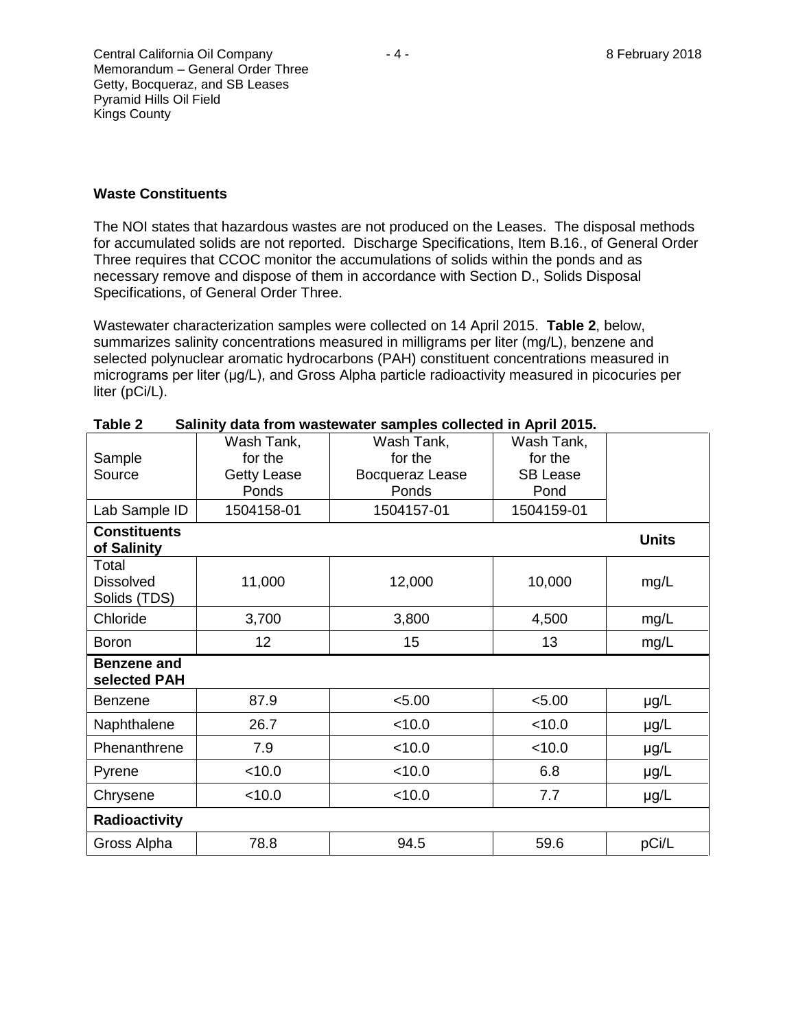## Waste Constituents

The NOI states that hazardous wastes are not produced on the Leases. The disposal methods for accumulated solids are not reported. Discharge Specifications, Item B.16., of General Order Three requires that CCOC monitor the accumulations of solids within the ponds and as necessary remove and dispose of them in accordance with Section D., Solids Disposal Specifications, of General Order Three.

Wastewater characterization samples were collected on 14 April 2015. **Table 2**, below, summarizes salinity concentrations measured in milligrams per liter (mg/L), benzene and selected polynuclear aromatic hydrocarbons (PAH) constituent concentrations measured in micrograms per liter (µg/L), and Gross Alpha particle radioactivity measured in picocuries per liter (pCi/L).

**Table 2 Salinity data from wastewater samples collected in April 2015.**

| Sample Source | Wash Tank, for the Getty Lease Ponds | Wash Tank, for the Bocqueraz Lease Ponds | Wash Tank, for the SB Lease Pond | |
|---|---|---|---|---|
| Lab Sample ID | 1504158-01 | 1504157-01 | 1504159-01 | |
| **Constituents of Salinity** | | | | **Units** |
| Total Dissolved Solids (TDS) | 11,000 | 12,000 | 10,000 | mg/L |
| Chloride | 3,700 | 3,800 | 4,500 | mg/L |
| Boron | 12 | 15 | 13 | mg/L |
| **Benzene and selected PAH** | | | | |
| Benzene | 87.9 | <5.00 | <5.00 | µg/L |
| Naphthalene | 26.7 | <10.0 | <10.0 | µg/L |
| Phenanthrene | 7.9 | <10.0 | <10.0 | µg/L |
| Pyrene | <10.0 | <10.0 | 6.8 | µg/L |
| Chrysene | <10.0 | <10.0 | 7.7 | µg/L |
| **Radioactivity** | | | | |
| Gross Alpha | 78.8 | 94.5 | 59.6 | pCi/L |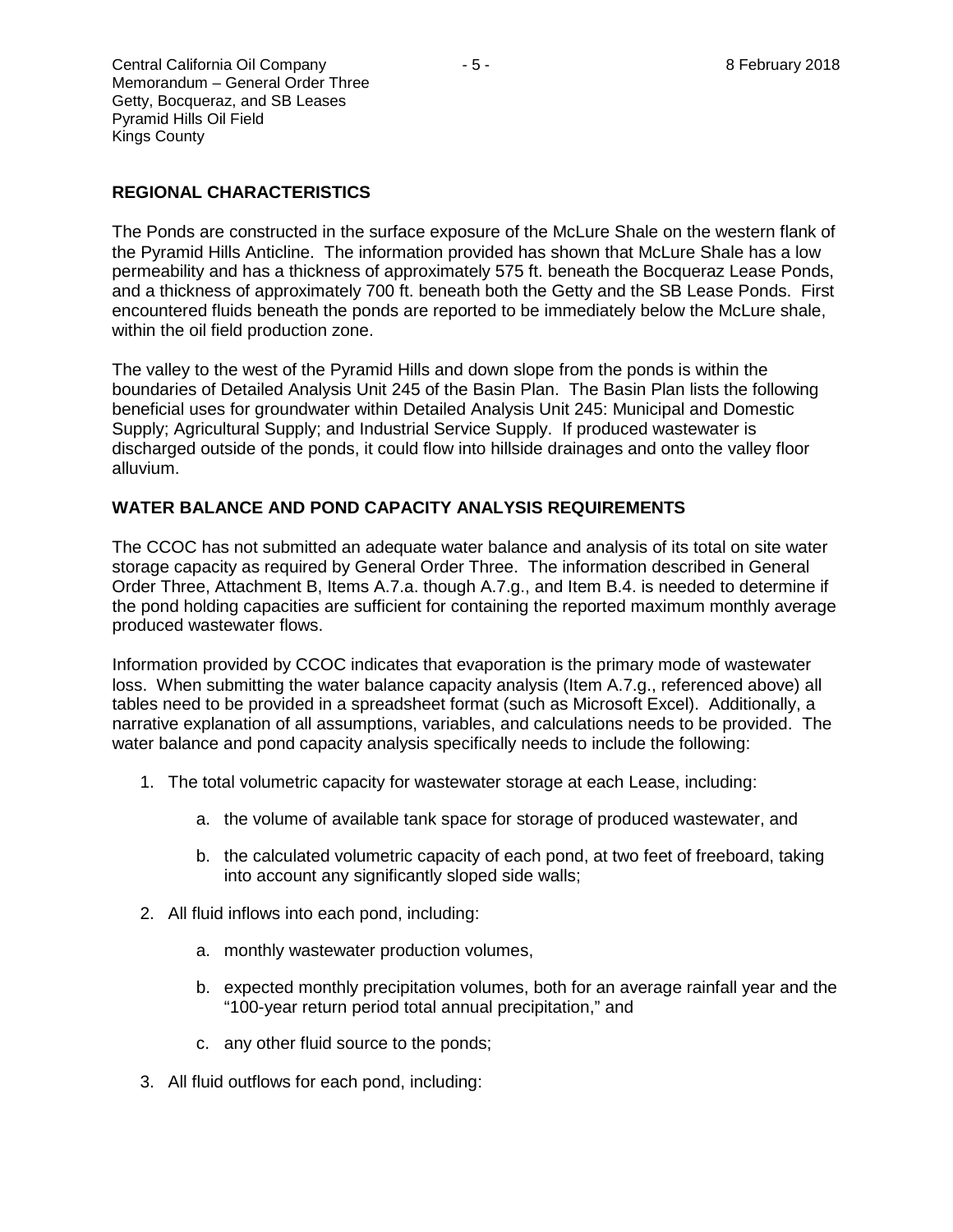## REGIONAL CHARACTERISTICS

The Ponds are constructed in the surface exposure of the McLure Shale on the western flank of the Pyramid Hills Anticline. The information provided has shown that McLure Shale has a low permeability and has a thickness of approximately 575 ft. beneath the Bocqueraz Lease Ponds, and a thickness of approximately 700 ft. beneath both the Getty and the SB Lease Ponds. First encountered fluids beneath the ponds are reported to be immediately below the McLure shale, within the oil field production zone.

The valley to the west of the Pyramid Hills and down slope from the ponds is within the boundaries of Detailed Analysis Unit 245 of the Basin Plan. The Basin Plan lists the following beneficial uses for groundwater within Detailed Analysis Unit 245: Municipal and Domestic Supply; Agricultural Supply; and Industrial Service Supply. If produced wastewater is discharged outside of the ponds, it could flow into hillside drainages and onto the valley floor alluvium.

## WATER BALANCE AND POND CAPACITY ANALYSIS REQUIREMENTS

The CCOC has not submitted an adequate water balance and analysis of its total on site water storage capacity as required by General Order Three. The information described in General Order Three, Attachment B, Items A.7.a. though A.7.g., and Item B.4. is needed to determine if the pond holding capacities are sufficient for containing the reported maximum monthly average produced wastewater flows.

Information provided by CCOC indicates that evaporation is the primary mode of wastewater loss. When submitting the water balance capacity analysis (Item A.7.g., referenced above) all tables need to be provided in a spreadsheet format (such as Microsoft Excel). Additionally, a narrative explanation of all assumptions, variables, and calculations needs to be provided. The water balance and pond capacity analysis specifically needs to include the following:

1. The total volumetric capacity for wastewater storage at each Lease, including:
    a. the volume of available tank space for storage of produced wastewater, and
    b. the calculated volumetric capacity of each pond, at two feet of freeboard, taking into account any significantly sloped side walls;
2. All fluid inflows into each pond, including:
    a. monthly wastewater production volumes,
    b. expected monthly precipitation volumes, both for an average rainfall year and the "100-year return period total annual precipitation," and
    c. any other fluid source to the ponds;
3. All fluid outflows for each pond, including: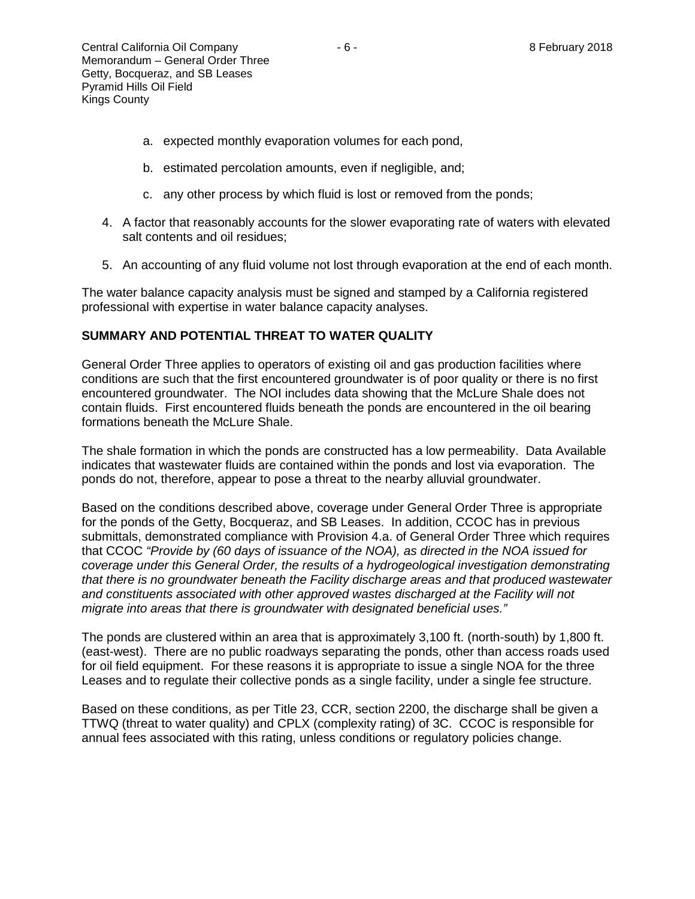a. expected monthly evaporation volumes for each pond,

   b. estimated percolation amounts, even if negligible, and;

   c. any other process by which fluid is lost or removed from the ponds;

4. A factor that reasonably accounts for the slower evaporating rate of waters with elevated salt contents and oil residues;

5. An accounting of any fluid volume not lost through evaporation at the end of each month.

The water balance capacity analysis must be signed and stamped by a California registered professional with expertise in water balance capacity analyses.

**SUMMARY AND POTENTIAL THREAT TO WATER QUALITY**

General Order Three applies to operators of existing oil and gas production facilities where conditions are such that the first encountered groundwater is of poor quality or there is no first encountered groundwater. The NOI includes data showing that the McLure Shale does not contain fluids. First encountered fluids beneath the ponds are encountered in the oil bearing formations beneath the McLure Shale.

The shale formation in which the ponds are constructed has a low permeability. Data Available indicates that wastewater fluids are contained within the ponds and lost via evaporation. The ponds do not, therefore, appear to pose a threat to the nearby alluvial groundwater.

Based on the conditions described above, coverage under General Order Three is appropriate for the ponds of the Getty, Bocqueraz, and SB Leases. In addition, CCOC has in previous submittals, demonstrated compliance with Provision 4.a. of General Order Three which requires that CCOC *"Provide by (60 days of issuance of the NOA), as directed in the NOA issued for coverage under this General Order, the results of a hydrogeological investigation demonstrating that there is no groundwater beneath the Facility discharge areas and that produced wastewater and constituents associated with other approved wastes discharged at the Facility will not migrate into areas that there is groundwater with designated beneficial uses."*

The ponds are clustered within an area that is approximately 3,100 ft. (north-south) by 1,800 ft. (east-west). There are no public roadways separating the ponds, other than access roads used for oil field equipment. For these reasons it is appropriate to issue a single NOA for the three Leases and to regulate their collective ponds as a single facility, under a single fee structure.

Based on these conditions, as per Title 23, CCR, section 2200, the discharge shall be given a TTWQ (threat to water quality) and CPLX (complexity rating) of 3C. CCOC is responsible for annual fees associated with this rating, unless conditions or regulatory policies change.